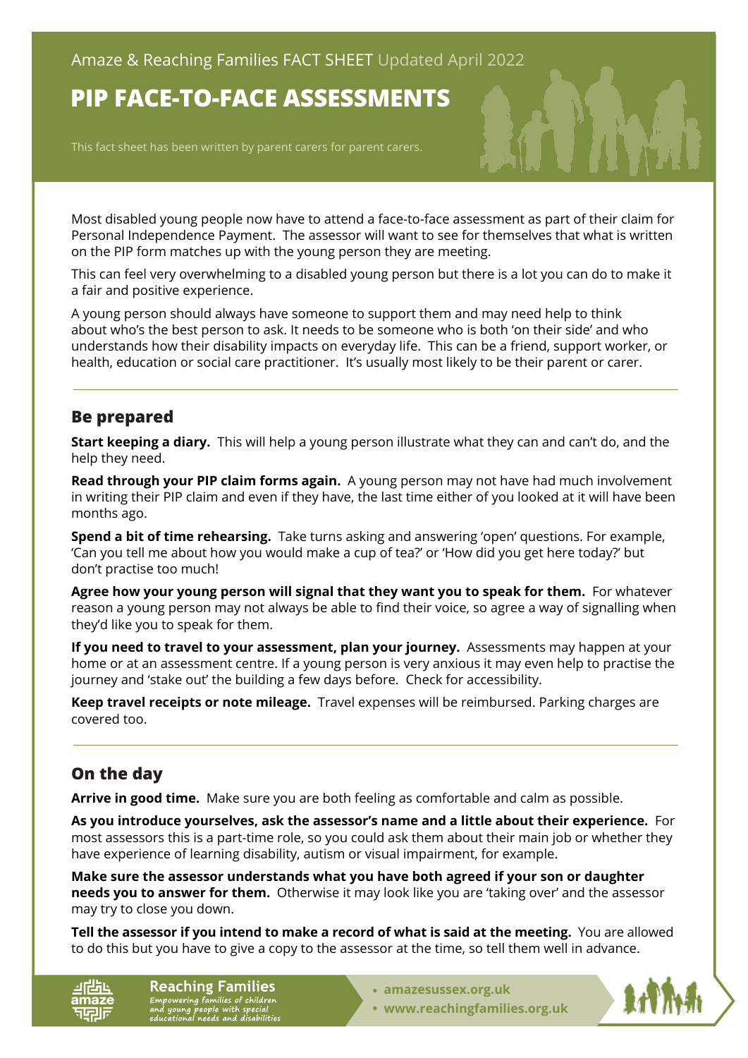Amaze & Reaching Families FACT SHEET Updated April 2022

# PIP FACE-TO-FACE ASSESSMENTS

This fact sheet has been written by parent carers for parent carers.

Most disabled young people now have to attend a face-to-face assessment as part of their claim for Personal Independence Payment. The assessor will want to see for themselves that what is written on the PIP form matches up with the young person they are meeting.

This can feel very overwhelming to a disabled young person but there is a lot you can do to make it a fair and positive experience.

A young person should always have someone to support them and may need help to think about who's the best person to ask. It needs to be someone who is both 'on their side' and who understands how their disability impacts on everyday life. This can be a friend, support worker, or health, education or social care practitioner. It's usually most likely to be their parent or carer.

## Be prepared

**Start keeping a diary.** This will help a young person illustrate what they can and can't do, and the help they need.

**Read through your PIP claim forms again.** A young person may not have had much involvement in writing their PIP claim and even if they have, the last time either of you looked at it will have been months ago.

**Spend a bit of time rehearsing.** Take turns asking and answering 'open' questions. For example, 'Can you tell me about how you would make a cup of tea?' or 'How did you get here today?' but don't practise too much!

**Agree how your young person will signal that they want you to speak for them.** For whatever reason a young person may not always be able to find their voice, so agree a way of signalling when they'd like you to speak for them.

**If you need to travel to your assessment, plan your journey.** Assessments may happen at your home or at an assessment centre. If a young person is very anxious it may even help to practise the journey and 'stake out' the building a few days before. Check for accessibility.

**Keep travel receipts or note mileage.** Travel expenses will be reimbursed. Parking charges are covered too.

## On the day

**Arrive in good time.** Make sure you are both feeling as comfortable and calm as possible.

**As you introduce yourselves, ask the assessor's name and a little about their experience.** For most assessors this is a part-time role, so you could ask them about their main job or whether they have experience of learning disability, autism or visual impairment, for example.

**Make sure the assessor understands what you have both agreed if your son or daughter needs you to answer for them.** Otherwise it may look like you are 'taking over' and the assessor may try to close you down.

**Tell the assessor if you intend to make a record of what is said at the meeting.** You are allowed to do this but you have to give a copy to the assessor at the time, so tell them well in advance.

amaze

Reaching Families
*Empowering families of children and young people with special educational needs and disabilities*

- amazesussex.org.uk
- www.reachingfamilies.org.uk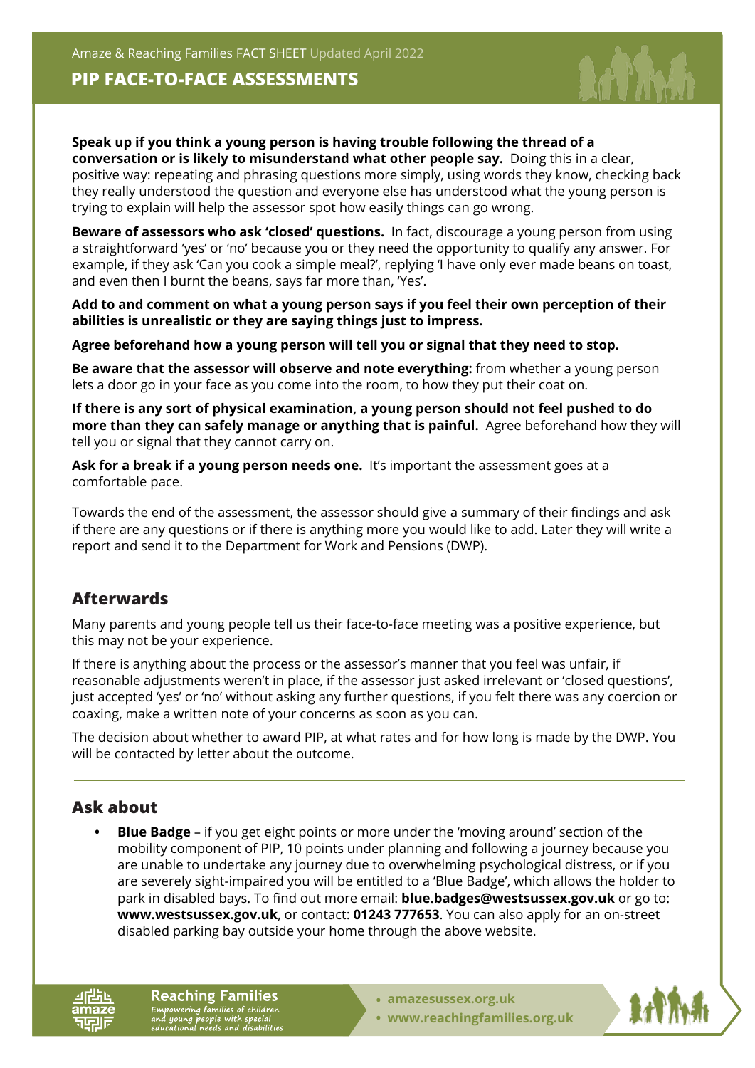**Speak up if you think a young person is having trouble following the thread of a conversation or is likely to misunderstand what other people say.** Doing this in a clear, positive way: repeating and phrasing questions more simply, using words they know, checking back they really understood the question and everyone else has understood what the young person is trying to explain will help the assessor spot how easily things can go wrong.

**Beware of assessors who ask 'closed' questions.** In fact, discourage a young person from using a straightforward 'yes' or 'no' because you or they need the opportunity to qualify any answer. For example, if they ask 'Can you cook a simple meal?', replying 'I have only ever made beans on toast, and even then I burnt the beans, says far more than, 'Yes'.

**Add to and comment on what a young person says if you feel their own perception of their abilities is unrealistic or they are saying things just to impress.**

**Agree beforehand how a young person will tell you or signal that they need to stop.**

**Be aware that the assessor will observe and note everything:** from whether a young person lets a door go in your face as you come into the room, to how they put their coat on.

**If there is any sort of physical examination, a young person should not feel pushed to do more than they can safely manage or anything that is painful.** Agree beforehand how they will tell you or signal that they cannot carry on.

**Ask for a break if a young person needs one.** It's important the assessment goes at a comfortable pace.

Towards the end of the assessment, the assessor should give a summary of their findings and ask if there are any questions or if there is anything more you would like to add. Later they will write a report and send it to the Department for Work and Pensions (DWP).

## Afterwards

Many parents and young people tell us their face-to-face meeting was a positive experience, but this may not be your experience.

If there is anything about the process or the assessor's manner that you feel was unfair, if reasonable adjustments weren't in place, if the assessor just asked irrelevant or 'closed questions', just accepted 'yes' or 'no' without asking any further questions, if you felt there was any coercion or coaxing, make a written note of your concerns as soon as you can.

The decision about whether to award PIP, at what rates and for how long is made by the DWP. You will be contacted by letter about the outcome.

## Ask about

- **Blue Badge** – if you get eight points or more under the 'moving around' section of the mobility component of PIP, 10 points under planning and following a journey because you are unable to undertake any journey due to overwhelming psychological distress, or if you are severely sight-impaired you will be entitled to a 'Blue Badge', which allows the holder to park in disabled bays. To find out more email: **blue.badges@westsussex.gov.uk** or go to: **www.westsussex.gov.uk**, or contact: **01243 777653**. You can also apply for an on-street disabled parking bay outside your home through the above website.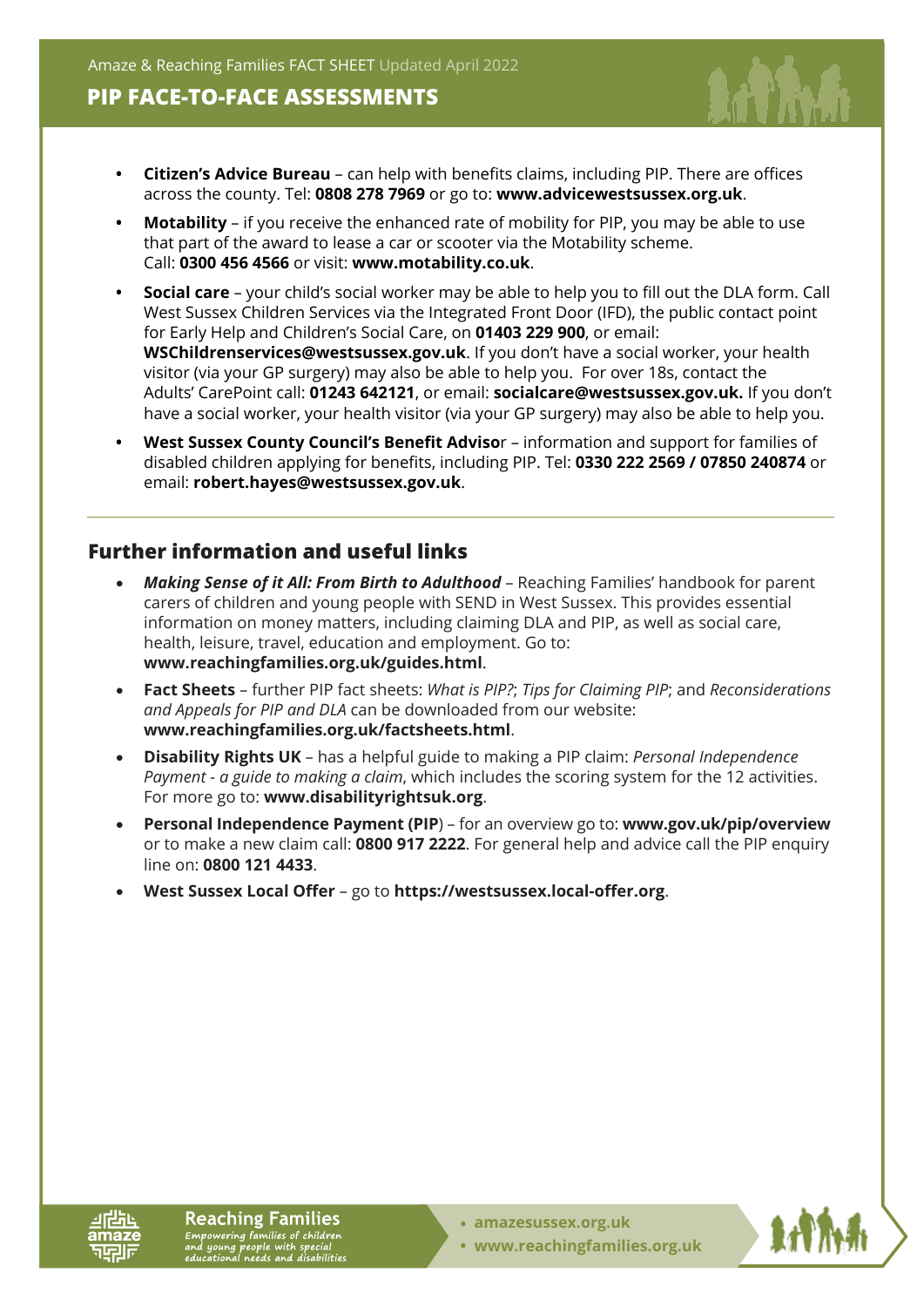- **Citizen's Advice Bureau** – can help with benefits claims, including PIP. There are offices across the county. Tel: **0808 278 7969** or go to: **www.advicewestsussex.org.uk**.
- **Motability** – if you receive the enhanced rate of mobility for PIP, you may be able to use that part of the award to lease a car or scooter via the Motability scheme. Call: **0300 456 4566** or visit: **www.motability.co.uk**.
- **Social care** – your child's social worker may be able to help you to fill out the DLA form. Call West Sussex Children Services via the Integrated Front Door (IFD), the public contact point for Early Help and Children's Social Care, on **01403 229 900**, or email: **WSChildrenservices@westsussex.gov.uk**. If you don't have a social worker, your health visitor (via your GP surgery) may also be able to help you. For over 18s, contact the Adults' CarePoint call: **01243 642121**, or email: **socialcare@westsussex.gov.uk.** If you don't have a social worker, your health visitor (via your GP surgery) may also be able to help you.
- **West Sussex County Council's Benefit Advisor** – information and support for families of disabled children applying for benefits, including PIP. Tel: **0330 222 2569 / 07850 240874** or email: **robert.hayes@westsussex.gov.uk**.

## Further information and useful links

- ***Making Sense of it All: From Birth to Adulthood*** – Reaching Families' handbook for parent carers of children and young people with SEND in West Sussex. This provides essential information on money matters, including claiming DLA and PIP, as well as social care, health, leisure, travel, education and employment. Go to: **www.reachingfamilies.org.uk/guides.html**.
- **Fact Sheets** – further PIP fact sheets: *What is PIP?*; *Tips for Claiming PIP*; and *Reconsiderations and Appeals for PIP and DLA* can be downloaded from our website: **www.reachingfamilies.org.uk/factsheets.html**.
- **Disability Rights UK** – has a helpful guide to making a PIP claim: *Personal Independence Payment - a guide to making a claim*, which includes the scoring system for the 12 activities. For more go to: **www.disabilityrightsuk.org**.
- **Personal Independence Payment (PIP**) – for an overview go to: **www.gov.uk/pip/overview** or to make a new claim call: **0800 917 2222**. For general help and advice call the PIP enquiry line on: **0800 121 4433**.
- **West Sussex Local Offer** – go to **https://westsussex.local-offer.org**.